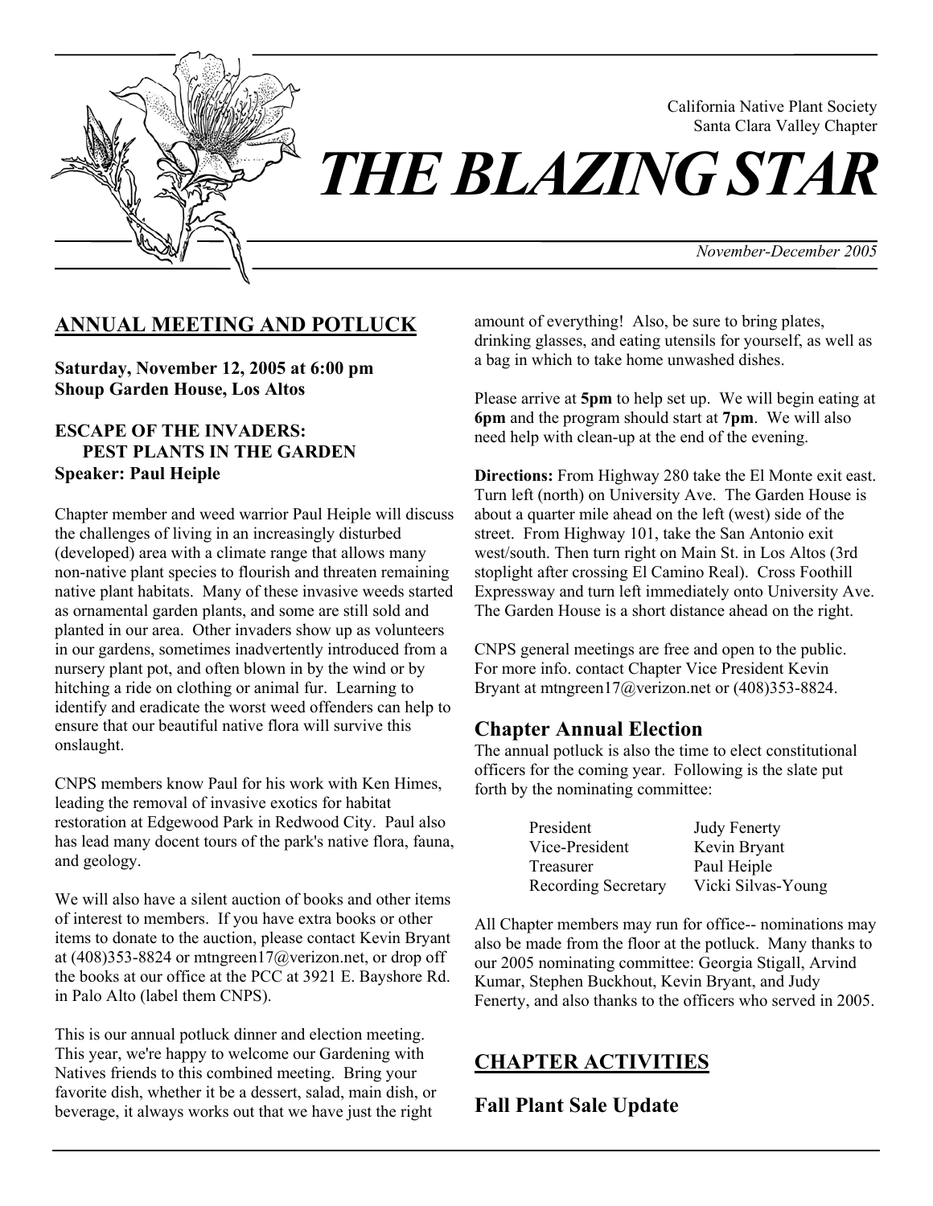California Native Plant Society
Santa Clara Valley Chapter

# THE BLAZING STAR

*November-December 2005*

## ANNUAL MEETING AND POTLUCK

**Saturday, November 12, 2005 at 6:00 pm**
**Shoup Garden House, Los Altos**

**ESCAPE OF THE INVADERS:**
**PEST PLANTS IN THE GARDEN**
**Speaker: Paul Heiple**

Chapter member and weed warrior Paul Heiple will discuss the challenges of living in an increasingly disturbed (developed) area with a climate range that allows many non-native plant species to flourish and threaten remaining native plant habitats. Many of these invasive weeds started as ornamental garden plants, and some are still sold and planted in our area. Other invaders show up as volunteers in our gardens, sometimes inadvertently introduced from a nursery plant pot, and often blown in by the wind or by hitching a ride on clothing or animal fur. Learning to identify and eradicate the worst weed offenders can help to ensure that our beautiful native flora will survive this onslaught.

CNPS members know Paul for his work with Ken Himes, leading the removal of invasive exotics for habitat restoration at Edgewood Park in Redwood City. Paul also has lead many docent tours of the park's native flora, fauna, and geology.

We will also have a silent auction of books and other items of interest to members. If you have extra books or other items to donate to the auction, please contact Kevin Bryant at (408)353-8824 or mtngreen17@verizon.net, or drop off the books at our office at the PCC at 3921 E. Bayshore Rd. in Palo Alto (label them CNPS).

This is our annual potluck dinner and election meeting. This year, we're happy to welcome our Gardening with Natives friends to this combined meeting. Bring your favorite dish, whether it be a dessert, salad, main dish, or beverage, it always works out that we have just the right amount of everything! Also, be sure to bring plates, drinking glasses, and eating utensils for yourself, as well as a bag in which to take home unwashed dishes.

Please arrive at **5pm** to help set up. We will begin eating at **6pm** and the program should start at **7pm**. We will also need help with clean-up at the end of the evening.

**Directions:** From Highway 280 take the El Monte exit east. Turn left (north) on University Ave. The Garden House is about a quarter mile ahead on the left (west) side of the street. From Highway 101, take the San Antonio exit west/south. Then turn right on Main St. in Los Altos (3rd stoplight after crossing El Camino Real). Cross Foothill Expressway and turn left immediately onto University Ave. The Garden House is a short distance ahead on the right.

CNPS general meetings are free and open to the public. For more info. contact Chapter Vice President Kevin Bryant at mtngreen17@verizon.net or (408)353-8824.

### Chapter Annual Election

The annual potluck is also the time to elect constitutional officers for the coming year. Following is the slate put forth by the nominating committee:

| | |
|---|---|
| President | Judy Fenerty |
| Vice-President | Kevin Bryant |
| Treasurer | Paul Heiple |
| Recording Secretary | Vicki Silvas-Young |

All Chapter members may run for office-- nominations may also be made from the floor at the potluck. Many thanks to our 2005 nominating committee: Georgia Stigall, Arvind Kumar, Stephen Buckhout, Kevin Bryant, and Judy Fenerty, and also thanks to the officers who served in 2005.

## CHAPTER ACTIVITIES

### Fall Plant Sale Update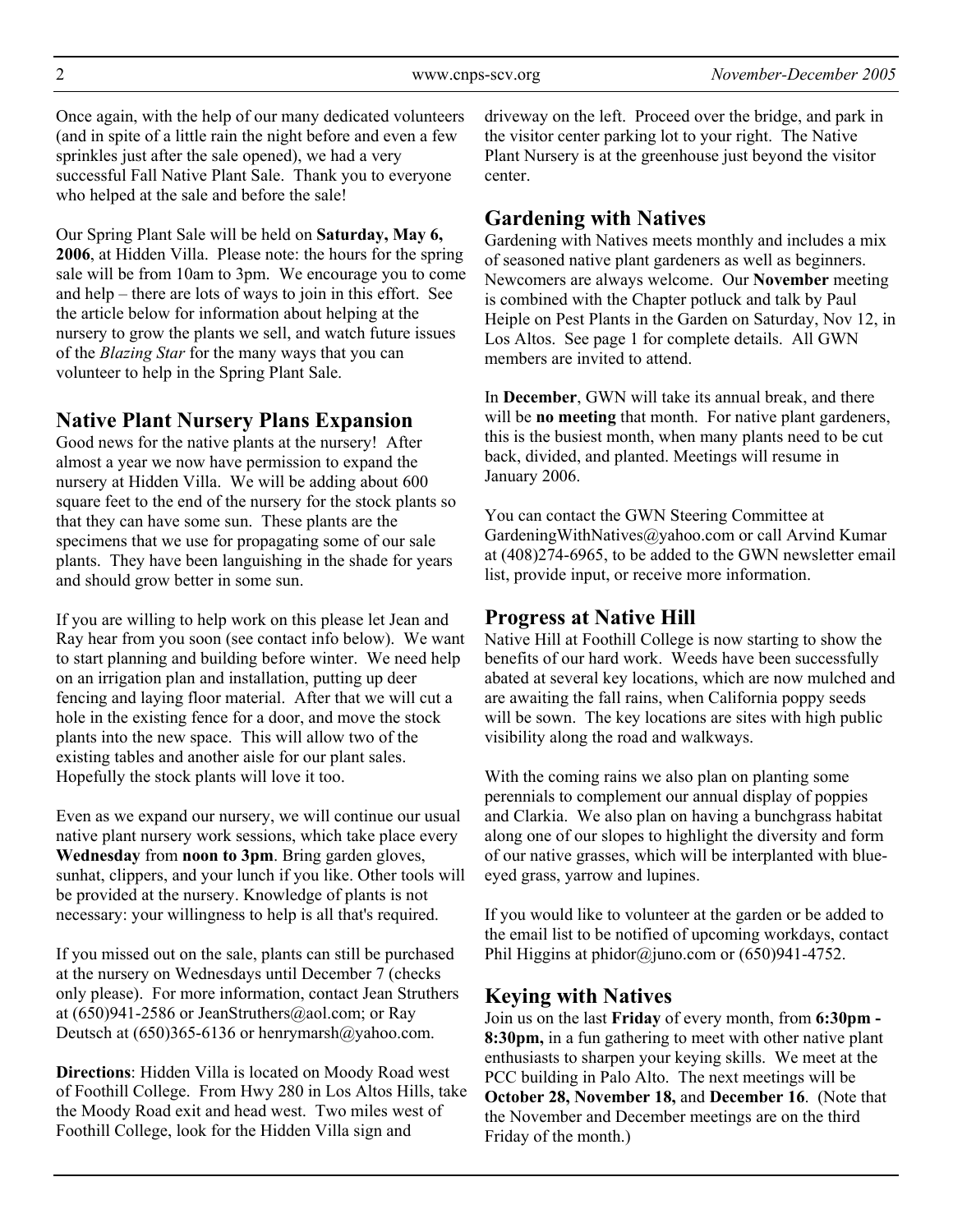Once again, with the help of our many dedicated volunteers (and in spite of a little rain the night before and even a few sprinkles just after the sale opened), we had a very successful Fall Native Plant Sale. Thank you to everyone who helped at the sale and before the sale!

Our Spring Plant Sale will be held on **Saturday, May 6, 2006**, at Hidden Villa. Please note: the hours for the spring sale will be from 10am to 3pm. We encourage you to come and help – there are lots of ways to join in this effort. See the article below for information about helping at the nursery to grow the plants we sell, and watch future issues of the *Blazing Star* for the many ways that you can volunteer to help in the Spring Plant Sale.

## Native Plant Nursery Plans Expansion

Good news for the native plants at the nursery! After almost a year we now have permission to expand the nursery at Hidden Villa. We will be adding about 600 square feet to the end of the nursery for the stock plants so that they can have some sun. These plants are the specimens that we use for propagating some of our sale plants. They have been languishing in the shade for years and should grow better in some sun.

If you are willing to help work on this please let Jean and Ray hear from you soon (see contact info below). We want to start planning and building before winter. We need help on an irrigation plan and installation, putting up deer fencing and laying floor material. After that we will cut a hole in the existing fence for a door, and move the stock plants into the new space. This will allow two of the existing tables and another aisle for our plant sales. Hopefully the stock plants will love it too.

Even as we expand our nursery, we will continue our usual native plant nursery work sessions, which take place every **Wednesday** from **noon to 3pm**. Bring garden gloves, sunhat, clippers, and your lunch if you like. Other tools will be provided at the nursery. Knowledge of plants is not necessary: your willingness to help is all that's required.

If you missed out on the sale, plants can still be purchased at the nursery on Wednesdays until December 7 (checks only please). For more information, contact Jean Struthers at (650)941-2586 or JeanStruthers@aol.com; or Ray Deutsch at (650)365-6136 or henrymarsh@yahoo.com.

**Directions**: Hidden Villa is located on Moody Road west of Foothill College. From Hwy 280 in Los Altos Hills, take the Moody Road exit and head west. Two miles west of Foothill College, look for the Hidden Villa sign and driveway on the left. Proceed over the bridge, and park in the visitor center parking lot to your right. The Native Plant Nursery is at the greenhouse just beyond the visitor center.

## Gardening with Natives

Gardening with Natives meets monthly and includes a mix of seasoned native plant gardeners as well as beginners. Newcomers are always welcome. Our **November** meeting is combined with the Chapter potluck and talk by Paul Heiple on Pest Plants in the Garden on Saturday, Nov 12, in Los Altos. See page 1 for complete details. All GWN members are invited to attend.

In **December**, GWN will take its annual break, and there will be **no meeting** that month. For native plant gardeners, this is the busiest month, when many plants need to be cut back, divided, and planted. Meetings will resume in January 2006.

You can contact the GWN Steering Committee at GardeningWithNatives@yahoo.com or call Arvind Kumar at (408)274-6965, to be added to the GWN newsletter email list, provide input, or receive more information.

## Progress at Native Hill

Native Hill at Foothill College is now starting to show the benefits of our hard work. Weeds have been successfully abated at several key locations, which are now mulched and are awaiting the fall rains, when California poppy seeds will be sown. The key locations are sites with high public visibility along the road and walkways.

With the coming rains we also plan on planting some perennials to complement our annual display of poppies and Clarkia. We also plan on having a bunchgrass habitat along one of our slopes to highlight the diversity and form of our native grasses, which will be interplanted with blue-eyed grass, yarrow and lupines.

If you would like to volunteer at the garden or be added to the email list to be notified of upcoming workdays, contact Phil Higgins at phidor@juno.com or (650)941-4752.

## Keying with Natives

Join us on the last **Friday** of every month, from **6:30pm - 8:30pm,** in a fun gathering to meet with other native plant enthusiasts to sharpen your keying skills. We meet at the PCC building in Palo Alto. The next meetings will be **October 28, November 18,** and **December 16**. (Note that the November and December meetings are on the third Friday of the month.)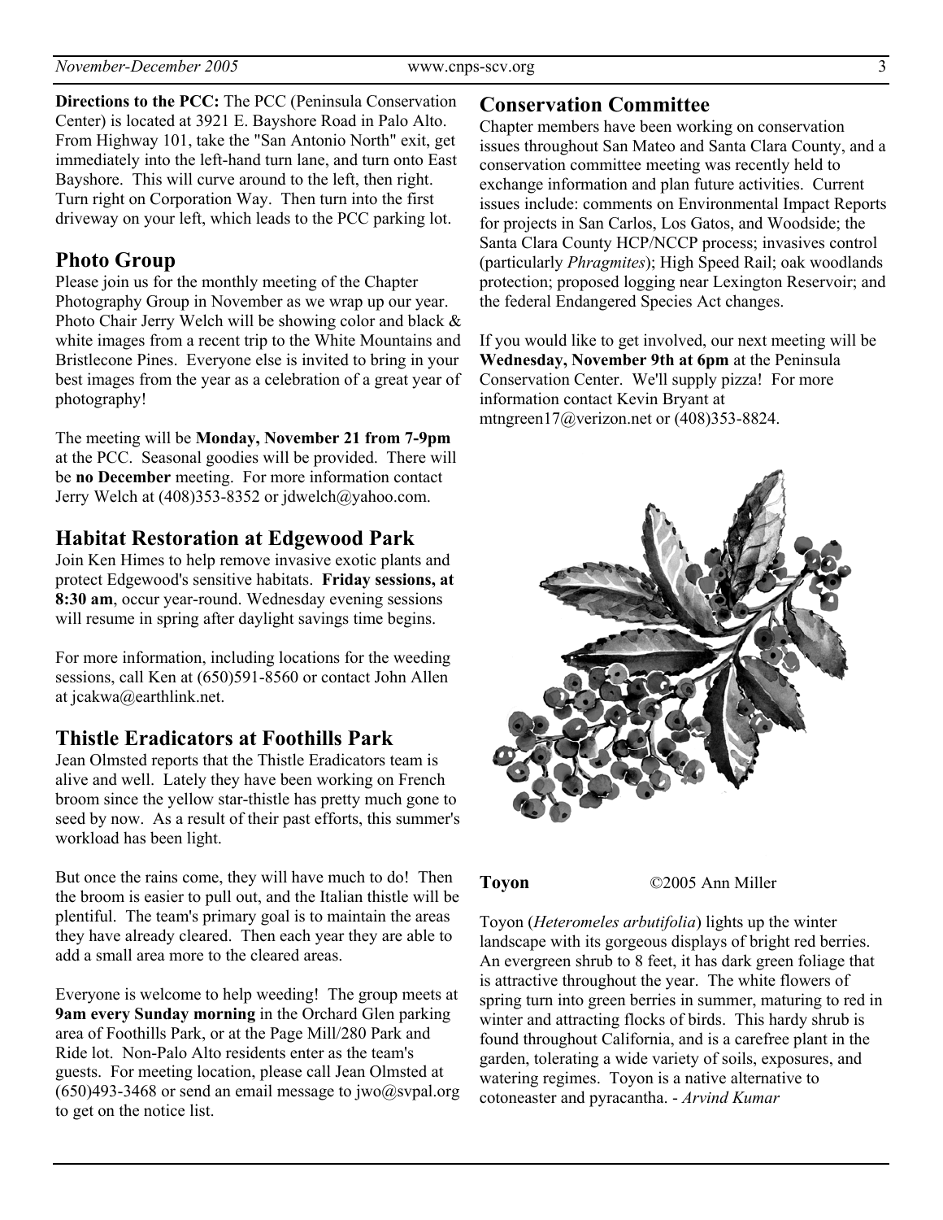**Directions to the PCC:** The PCC (Peninsula Conservation Center) is located at 3921 E. Bayshore Road in Palo Alto. From Highway 101, take the "San Antonio North" exit, get immediately into the left-hand turn lane, and turn onto East Bayshore. This will curve around to the left, then right. Turn right on Corporation Way. Then turn into the first driveway on your left, which leads to the PCC parking lot.

## Photo Group

Please join us for the monthly meeting of the Chapter Photography Group in November as we wrap up our year. Photo Chair Jerry Welch will be showing color and black & white images from a recent trip to the White Mountains and Bristlecone Pines. Everyone else is invited to bring in your best images from the year as a celebration of a great year of photography!

The meeting will be **Monday, November 21 from 7-9pm** at the PCC. Seasonal goodies will be provided. There will be **no December** meeting. For more information contact Jerry Welch at (408)353-8352 or jdwelch@yahoo.com.

## Habitat Restoration at Edgewood Park

Join Ken Himes to help remove invasive exotic plants and protect Edgewood's sensitive habitats. **Friday sessions, at 8:30 am**, occur year-round. Wednesday evening sessions will resume in spring after daylight savings time begins.

For more information, including locations for the weeding sessions, call Ken at (650)591-8560 or contact John Allen at jcakwa@earthlink.net.

## Thistle Eradicators at Foothills Park

Jean Olmsted reports that the Thistle Eradicators team is alive and well. Lately they have been working on French broom since the yellow star-thistle has pretty much gone to seed by now. As a result of their past efforts, this summer's workload has been light.

But once the rains come, they will have much to do! Then the broom is easier to pull out, and the Italian thistle will be plentiful. The team's primary goal is to maintain the areas they have already cleared. Then each year they are able to add a small area more to the cleared areas.

Everyone is welcome to help weeding! The group meets at **9am every Sunday morning** in the Orchard Glen parking area of Foothills Park, or at the Page Mill/280 Park and Ride lot. Non-Palo Alto residents enter as the team's guests. For meeting location, please call Jean Olmsted at (650)493-3468 or send an email message to jwo@svpal.org to get on the notice list.

## Conservation Committee

Chapter members have been working on conservation issues throughout San Mateo and Santa Clara County, and a conservation committee meeting was recently held to exchange information and plan future activities. Current issues include: comments on Environmental Impact Reports for projects in San Carlos, Los Gatos, and Woodside; the Santa Clara County HCP/NCCP process; invasives control (particularly *Phragmites*); High Speed Rail; oak woodlands protection; proposed logging near Lexington Reservoir; and the federal Endangered Species Act changes.

If you would like to get involved, our next meeting will be **Wednesday, November 9th at 6pm** at the Peninsula Conservation Center. We'll supply pizza! For more information contact Kevin Bryant at mtngreen17@verizon.net or (408)353-8824.

**Toyon** ©2005 Ann Miller

Toyon (*Heteromeles arbutifolia*) lights up the winter landscape with its gorgeous displays of bright red berries. An evergreen shrub to 8 feet, it has dark green foliage that is attractive throughout the year. The white flowers of spring turn into green berries in summer, maturing to red in winter and attracting flocks of birds. This hardy shrub is found throughout California, and is a carefree plant in the garden, tolerating a wide variety of soils, exposures, and watering regimes. Toyon is a native alternative to cotoneaster and pyracantha. - *Arvind Kumar*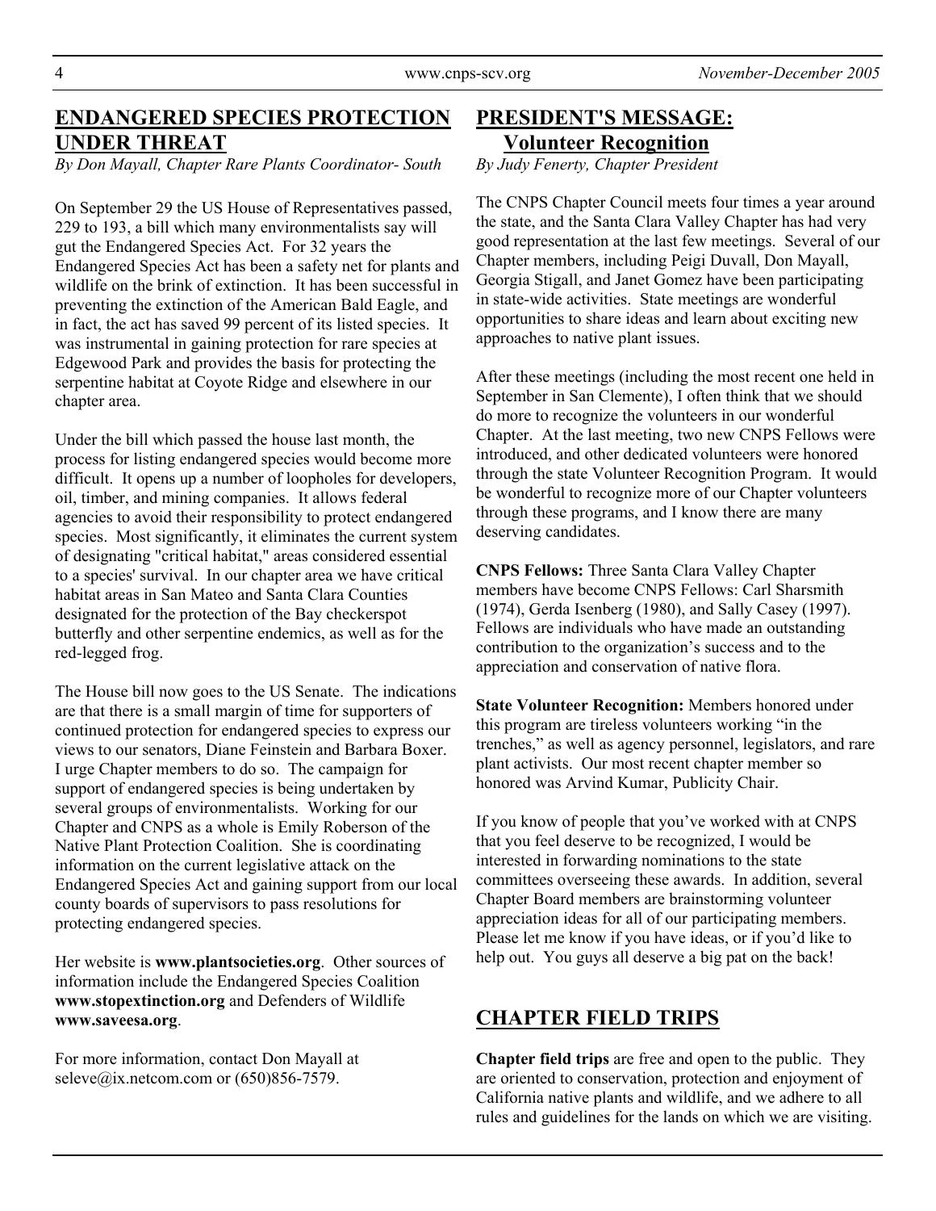## ENDANGERED SPECIES PROTECTION UNDER THREAT

*By Don Mayall, Chapter Rare Plants Coordinator- South*

On September 29 the US House of Representatives passed, 229 to 193, a bill which many environmentalists say will gut the Endangered Species Act. For 32 years the Endangered Species Act has been a safety net for plants and wildlife on the brink of extinction. It has been successful in preventing the extinction of the American Bald Eagle, and in fact, the act has saved 99 percent of its listed species. It was instrumental in gaining protection for rare species at Edgewood Park and provides the basis for protecting the serpentine habitat at Coyote Ridge and elsewhere in our chapter area.

Under the bill which passed the house last month, the process for listing endangered species would become more difficult. It opens up a number of loopholes for developers, oil, timber, and mining companies. It allows federal agencies to avoid their responsibility to protect endangered species. Most significantly, it eliminates the current system of designating "critical habitat," areas considered essential to a species' survival. In our chapter area we have critical habitat areas in San Mateo and Santa Clara Counties designated for the protection of the Bay checkerspot butterfly and other serpentine endemics, as well as for the red-legged frog.

The House bill now goes to the US Senate. The indications are that there is a small margin of time for supporters of continued protection for endangered species to express our views to our senators, Diane Feinstein and Barbara Boxer. I urge Chapter members to do so. The campaign for support of endangered species is being undertaken by several groups of environmentalists. Working for our Chapter and CNPS as a whole is Emily Roberson of the Native Plant Protection Coalition. She is coordinating information on the current legislative attack on the Endangered Species Act and gaining support from our local county boards of supervisors to pass resolutions for protecting endangered species.

Her website is **www.plantsocieties.org**. Other sources of information include the Endangered Species Coalition **www.stopextinction.org** and Defenders of Wildlife **www.saveesa.org**.

For more information, contact Don Mayall at seleve@ix.netcom.com or (650)856-7579.

## PRESIDENT'S MESSAGE: Volunteer Recognition

*By Judy Fenerty, Chapter President*

The CNPS Chapter Council meets four times a year around the state, and the Santa Clara Valley Chapter has had very good representation at the last few meetings. Several of our Chapter members, including Peigi Duvall, Don Mayall, Georgia Stigall, and Janet Gomez have been participating in state-wide activities. State meetings are wonderful opportunities to share ideas and learn about exciting new approaches to native plant issues.

After these meetings (including the most recent one held in September in San Clemente), I often think that we should do more to recognize the volunteers in our wonderful Chapter. At the last meeting, two new CNPS Fellows were introduced, and other dedicated volunteers were honored through the state Volunteer Recognition Program. It would be wonderful to recognize more of our Chapter volunteers through these programs, and I know there are many deserving candidates.

**CNPS Fellows:** Three Santa Clara Valley Chapter members have become CNPS Fellows: Carl Sharsmith (1974), Gerda Isenberg (1980), and Sally Casey (1997). Fellows are individuals who have made an outstanding contribution to the organization's success and to the appreciation and conservation of native flora.

**State Volunteer Recognition:** Members honored under this program are tireless volunteers working "in the trenches," as well as agency personnel, legislators, and rare plant activists. Our most recent chapter member so honored was Arvind Kumar, Publicity Chair.

If you know of people that you've worked with at CNPS that you feel deserve to be recognized, I would be interested in forwarding nominations to the state committees overseeing these awards. In addition, several Chapter Board members are brainstorming volunteer appreciation ideas for all of our participating members. Please let me know if you have ideas, or if you'd like to help out. You guys all deserve a big pat on the back!

## CHAPTER FIELD TRIPS

**Chapter field trips** are free and open to the public. They are oriented to conservation, protection and enjoyment of California native plants and wildlife, and we adhere to all rules and guidelines for the lands on which we are visiting.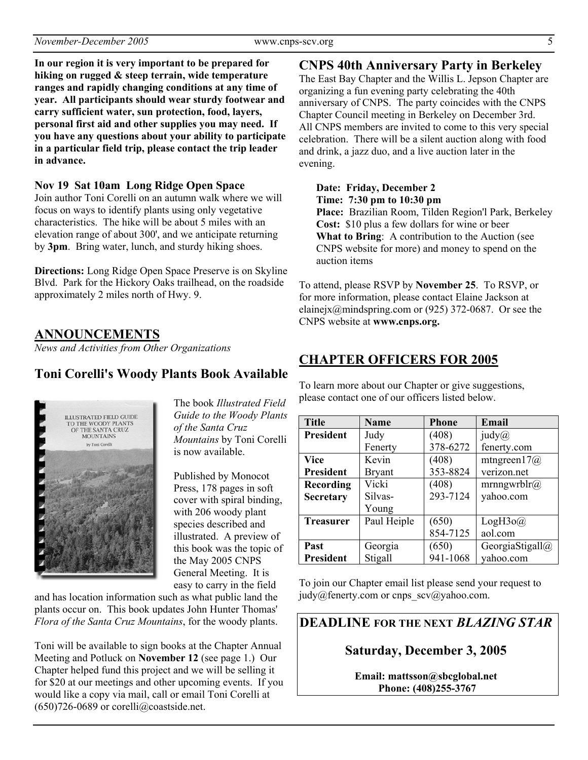**In our region it is very important to be prepared for hiking on rugged & steep terrain, wide temperature ranges and rapidly changing conditions at any time of year. All participants should wear sturdy footwear and carry sufficient water, sun protection, food, layers, personal first aid and other supplies you may need. If you have any questions about your ability to participate in a particular field trip, please contact the trip leader in advance.**

**Nov 19 Sat 10am Long Ridge Open Space**

Join author Toni Corelli on an autumn walk where we will focus on ways to identify plants using only vegetative characteristics. The hike will be about 5 miles with an elevation range of about 300', and we anticipate returning by **3pm**. Bring water, lunch, and sturdy hiking shoes.

**Directions:** Long Ridge Open Space Preserve is on Skyline Blvd. Park for the Hickory Oaks trailhead, on the roadside approximately 2 miles north of Hwy. 9.

## ANNOUNCEMENTS

*News and Activities from Other Organizations*

### Toni Corelli's Woody Plants Book Available

ILLUSTRATED FIELD GUIDE TO THE WOODY PLANTS OF THE SANTA CRUZ MOUNTAINS by Toni Corelli

The book *Illustrated Field Guide to the Woody Plants of the Santa Cruz Mountains* by Toni Corelli is now available.

Published by Monocot Press, 178 pages in soft cover with spiral binding, with 206 woody plant species described and illustrated. A preview of this book was the topic of the May 2005 CNPS General Meeting. It is easy to carry in the field and has location information such as what public land the plants occur on. This book updates John Hunter Thomas' *Flora of the Santa Cruz Mountains*, for the woody plants.

Toni will be available to sign books at the Chapter Annual Meeting and Potluck on **November 12** (see page 1.) Our Chapter helped fund this project and we will be selling it for $20 at our meetings and other upcoming events. If you would like a copy via mail, call or email Toni Corelli at (650)726-0689 or corelli@coastside.net.

### CNPS 40th Anniversary Party in Berkeley

The East Bay Chapter and the Willis L. Jepson Chapter are organizing a fun evening party celebrating the 40th anniversary of CNPS. The party coincides with the CNPS Chapter Council meeting in Berkeley on December 3rd. All CNPS members are invited to come to this very special celebration. There will be a silent auction along with food and drink, a jazz duo, and a live auction later in the evening.

**Date: Friday, December 2**
**Time: 7:30 pm to 10:30 pm**
**Place:** Brazilian Room, Tilden Region'l Park, Berkeley
**Cost:** $10 plus a few dollars for wine or beer
**What to Bring**: A contribution to the Auction (see CNPS website for more) and money to spend on the auction items

To attend, please RSVP by **November 25**. To RSVP, or for more information, please contact Elaine Jackson at elainejx@mindspring.com or (925) 372-0687. Or see the CNPS website at **www.cnps.org.**

## CHAPTER OFFICERS FOR 2005

To learn more about our Chapter or give suggestions, please contact one of our officers listed below.

| Title | Name | Phone | Email |
|---|---|---|---|
| **President** | Judy Fenerty | (408) 378-6272 | judy@fenerty.com |
| **Vice President** | Kevin Bryant | (408) 353-8824 | mtngreen17@verizon.net |
| **Recording Secretary** | Vicki Silvas-Young | (408) 293-7124 | mrnngwrblr@yahoo.com |
| **Treasurer** | Paul Heiple | (650) 854-7125 | LogH3o@aol.com |
| **Past President** | Georgia Stigall | (650) 941-1068 | GeorgiaStigall@yahoo.com |

To join our Chapter email list please send your request to judy@fenerty.com or cnps_scv@yahoo.com.

**DEADLINE FOR THE NEXT *BLAZING STAR***

**Saturday, December 3, 2005**

**Email: mattsson@sbcglobal.net**
**Phone: (408)255-3767**